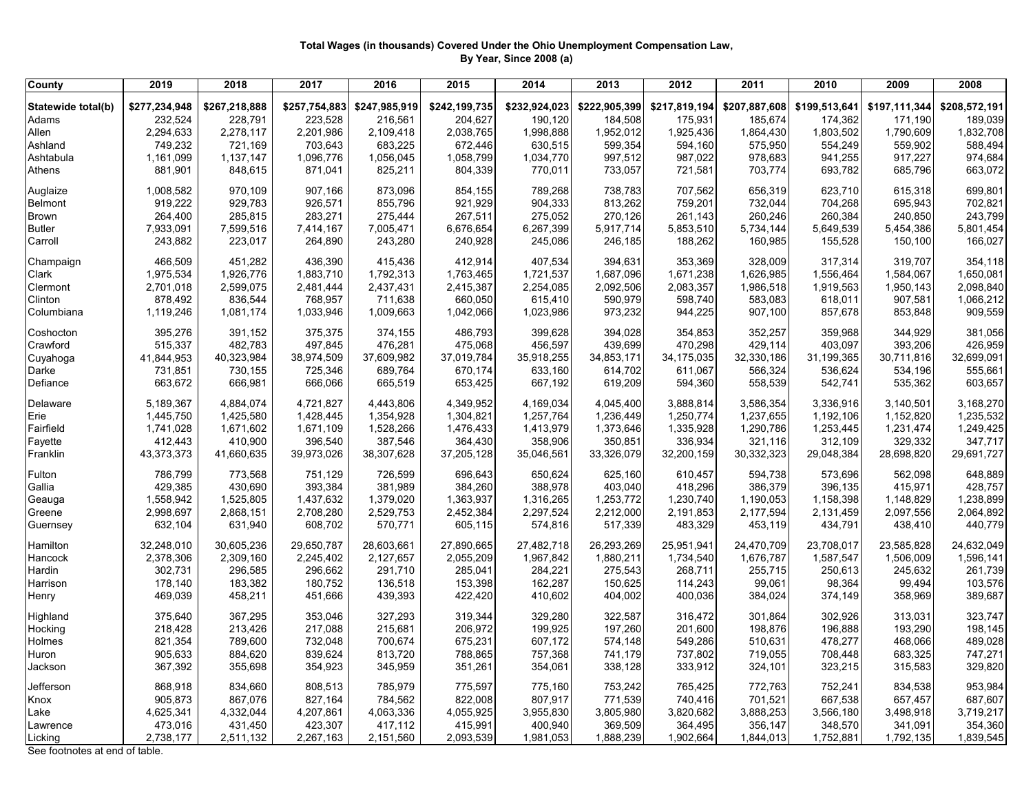**Total Wages (in thousands) Covered Under the Ohio Unemployment Compensation Law, By Year, Since 2008 (a)**

| County | 2019 | 2018 | 2017 | 2016 | 2015 | 2014 | 2013 | 2012 | 2011 | 2010 | 2009 | 2008 |
|---|---|---|---|---|---|---|---|---|---|---|---|---|
| **Statewide total(b)** | **$277,234,948** | **$267,218,888** | **$257,754,883** | **$247,985,919** | **$242,199,735** | **$232,924,023** | **$222,905,399** | **$217,819,194** | **$207,887,608** | **$199,513,641** | **$197,111,344** | **$208,572,191** |
| Adams | 232,524 | 228,791 | 223,528 | 216,561 | 204,627 | 190,120 | 184,508 | 175,931 | 185,674 | 174,362 | 171,190 | 189,039 |
| Allen | 2,294,633 | 2,278,117 | 2,201,986 | 2,109,418 | 2,038,765 | 1,998,888 | 1,952,012 | 1,925,436 | 1,864,430 | 1,803,502 | 1,790,609 | 1,832,708 |
| Ashland | 749,232 | 721,169 | 703,643 | 683,225 | 672,446 | 630,515 | 599,354 | 594,160 | 575,950 | 554,249 | 559,902 | 588,494 |
| Ashtabula | 1,161,099 | 1,137,147 | 1,096,776 | 1,056,045 | 1,058,799 | 1,034,770 | 997,512 | 987,022 | 978,683 | 941,255 | 917,227 | 974,684 |
| Athens | 881,901 | 848,615 | 871,041 | 825,211 | 804,339 | 770,011 | 733,057 | 721,581 | 703,774 | 693,782 | 685,796 | 663,072 |
| Auglaize | 1,008,582 | 970,109 | 907,166 | 873,096 | 854,155 | 789,268 | 738,783 | 707,562 | 656,319 | 623,710 | 615,318 | 699,801 |
| Belmont | 919,222 | 929,783 | 926,571 | 855,796 | 921,929 | 904,333 | 813,262 | 759,201 | 732,044 | 704,268 | 695,943 | 702,821 |
| Brown | 264,400 | 285,815 | 283,271 | 275,444 | 267,511 | 275,052 | 270,126 | 261,143 | 260,246 | 260,384 | 240,850 | 243,799 |
| Butler | 7,933,091 | 7,599,516 | 7,414,167 | 7,005,471 | 6,676,654 | 6,267,399 | 5,917,714 | 5,853,510 | 5,734,144 | 5,649,539 | 5,454,386 | 5,801,454 |
| Carroll | 243,882 | 223,017 | 264,890 | 243,280 | 240,928 | 245,086 | 246,185 | 188,262 | 160,985 | 155,528 | 150,100 | 166,027 |
| Champaign | 466,509 | 451,282 | 436,390 | 415,436 | 412,914 | 407,534 | 394,631 | 353,369 | 328,009 | 317,314 | 319,707 | 354,118 |
| Clark | 1,975,534 | 1,926,776 | 1,883,710 | 1,792,313 | 1,763,465 | 1,721,537 | 1,687,096 | 1,671,238 | 1,626,985 | 1,556,464 | 1,584,067 | 1,650,081 |
| Clermont | 2,701,018 | 2,599,075 | 2,481,444 | 2,437,431 | 2,415,387 | 2,254,085 | 2,092,506 | 2,083,357 | 1,986,518 | 1,919,563 | 1,950,143 | 2,098,840 |
| Clinton | 878,492 | 836,544 | 768,957 | 711,638 | 660,050 | 615,410 | 590,979 | 598,740 | 583,083 | 618,011 | 907,581 | 1,066,212 |
| Columbiana | 1,119,246 | 1,081,174 | 1,033,946 | 1,009,663 | 1,042,066 | 1,023,986 | 973,232 | 944,225 | 907,100 | 857,678 | 853,848 | 909,559 |
| Coshocton | 395,276 | 391,152 | 375,375 | 374,155 | 486,793 | 399,628 | 394,028 | 354,853 | 352,257 | 359,968 | 344,929 | 381,056 |
| Crawford | 515,337 | 482,783 | 497,845 | 476,281 | 475,068 | 456,597 | 439,699 | 470,298 | 429,114 | 403,097 | 393,206 | 426,959 |
| Cuyahoga | 41,844,953 | 40,323,984 | 38,974,509 | 37,609,982 | 37,019,784 | 35,918,255 | 34,853,171 | 34,175,035 | 32,330,186 | 31,199,365 | 30,711,816 | 32,699,091 |
| Darke | 731,851 | 730,155 | 725,346 | 689,764 | 670,174 | 633,160 | 614,702 | 611,067 | 566,324 | 536,624 | 534,196 | 555,661 |
| Defiance | 663,672 | 666,981 | 666,066 | 665,519 | 653,425 | 667,192 | 619,209 | 594,360 | 558,539 | 542,741 | 535,362 | 603,657 |
| Delaware | 5,189,367 | 4,884,074 | 4,721,827 | 4,443,806 | 4,349,952 | 4,169,034 | 4,045,400 | 3,888,814 | 3,586,354 | 3,336,916 | 3,140,501 | 3,168,270 |
| Erie | 1,445,750 | 1,425,580 | 1,428,445 | 1,354,928 | 1,304,821 | 1,257,764 | 1,236,449 | 1,250,774 | 1,237,655 | 1,192,106 | 1,152,820 | 1,235,532 |
| Fairfield | 1,741,028 | 1,671,602 | 1,671,109 | 1,528,266 | 1,476,433 | 1,413,979 | 1,373,646 | 1,335,928 | 1,290,786 | 1,253,445 | 1,231,474 | 1,249,425 |
| Fayette | 412,443 | 410,900 | 396,540 | 387,546 | 364,430 | 358,906 | 350,851 | 336,934 | 321,116 | 312,109 | 329,332 | 347,717 |
| Franklin | 43,373,373 | 41,660,635 | 39,973,026 | 38,307,628 | 37,205,128 | 35,046,561 | 33,326,079 | 32,200,159 | 30,332,323 | 29,048,384 | 28,698,820 | 29,691,727 |
| Fulton | 786,799 | 773,568 | 751,129 | 726,599 | 696,643 | 650,624 | 625,160 | 610,457 | 594,738 | 573,696 | 562,098 | 648,889 |
| Gallia | 429,385 | 430,690 | 393,384 | 381,989 | 384,260 | 388,978 | 403,040 | 418,296 | 386,379 | 396,135 | 415,971 | 428,757 |
| Geauga | 1,558,942 | 1,525,805 | 1,437,632 | 1,379,020 | 1,363,937 | 1,316,265 | 1,253,772 | 1,230,740 | 1,190,053 | 1,158,398 | 1,148,829 | 1,238,899 |
| Greene | 2,998,697 | 2,868,151 | 2,708,280 | 2,529,753 | 2,452,384 | 2,297,524 | 2,212,000 | 2,191,853 | 2,177,594 | 2,131,459 | 2,097,556 | 2,064,892 |
| Guernsey | 632,104 | 631,940 | 608,702 | 570,771 | 605,115 | 574,816 | 517,339 | 483,329 | 453,119 | 434,791 | 438,410 | 440,779 |
| Hamilton | 32,248,010 | 30,605,236 | 29,650,787 | 28,603,661 | 27,890,665 | 27,482,718 | 26,293,269 | 25,951,941 | 24,470,709 | 23,708,017 | 23,585,828 | 24,632,049 |
| Hancock | 2,378,306 | 2,309,160 | 2,245,402 | 2,127,657 | 2,055,209 | 1,967,842 | 1,880,211 | 1,734,540 | 1,676,787 | 1,587,547 | 1,506,009 | 1,596,141 |
| Hardin | 302,731 | 296,585 | 296,662 | 291,710 | 285,041 | 284,221 | 275,543 | 268,711 | 255,715 | 250,613 | 245,632 | 261,739 |
| Harrison | 178,140 | 183,382 | 180,752 | 136,518 | 153,398 | 162,287 | 150,625 | 114,243 | 99,061 | 98,364 | 99,494 | 103,576 |
| Henry | 469,039 | 458,211 | 451,666 | 439,393 | 422,420 | 410,602 | 404,002 | 400,036 | 384,024 | 374,149 | 358,969 | 389,687 |
| Highland | 375,640 | 367,295 | 353,046 | 327,293 | 319,344 | 329,280 | 322,587 | 316,472 | 301,864 | 302,926 | 313,031 | 323,747 |
| Hocking | 218,428 | 213,426 | 217,088 | 215,681 | 206,972 | 199,925 | 197,260 | 201,600 | 198,876 | 196,888 | 193,290 | 198,145 |
| Holmes | 821,354 | 789,600 | 732,048 | 700,674 | 675,231 | 607,172 | 574,148 | 549,286 | 510,631 | 478,277 | 468,066 | 489,028 |
| Huron | 905,633 | 884,620 | 839,624 | 813,720 | 788,865 | 757,368 | 741,179 | 737,802 | 719,055 | 708,448 | 683,325 | 747,271 |
| Jackson | 367,392 | 355,698 | 354,923 | 345,959 | 351,261 | 354,061 | 338,128 | 333,912 | 324,101 | 323,215 | 315,583 | 329,820 |
| Jefferson | 868,918 | 834,660 | 808,513 | 785,979 | 775,597 | 775,160 | 753,242 | 765,425 | 772,763 | 752,241 | 834,538 | 953,984 |
| Knox | 905,873 | 867,076 | 827,164 | 784,562 | 822,008 | 807,917 | 771,539 | 740,416 | 701,521 | 667,538 | 657,457 | 687,607 |
| Lake | 4,625,341 | 4,332,044 | 4,207,861 | 4,063,336 | 4,055,925 | 3,955,830 | 3,805,980 | 3,820,682 | 3,888,253 | 3,566,180 | 3,498,918 | 3,719,217 |
| Lawrence | 473,016 | 431,450 | 423,307 | 417,112 | 415,991 | 400,940 | 369,509 | 364,495 | 356,147 | 348,570 | 341,091 | 354,360 |
| Licking | 2,738,177 | 2,511,132 | 2,267,163 | 2,151,560 | 2,093,539 | 1,981,053 | 1,888,239 | 1,902,664 | 1,844,013 | 1,752,881 | 1,792,135 | 1,839,545 |

See footnotes at end of table.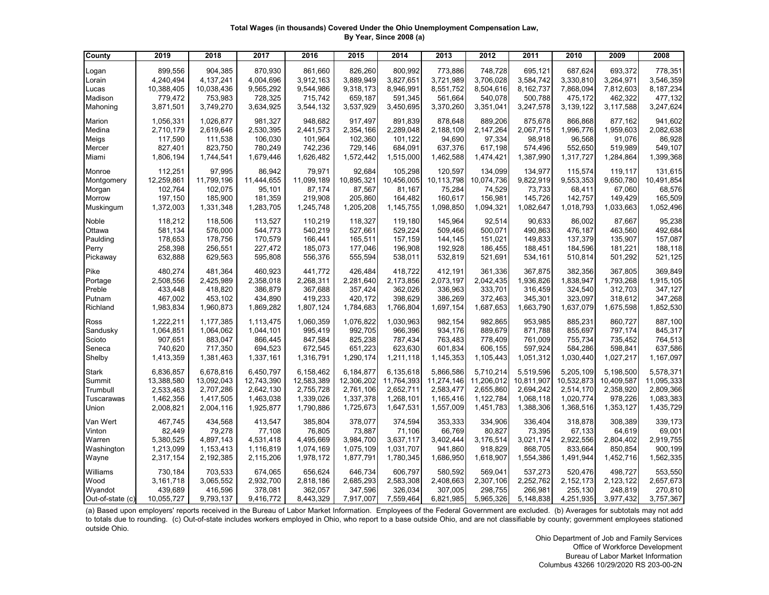**Total Wages (in thousands) Covered Under the Ohio Unemployment Compensation Law,**
**By Year, Since 2008 (a)**

| County | 2019 | 2018 | 2017 | 2016 | 2015 | 2014 | 2013 | 2012 | 2011 | 2010 | 2009 | 2008 |
|---|---|---|---|---|---|---|---|---|---|---|---|---|
| Logan | 899,556 | 904,385 | 870,930 | 861,660 | 826,260 | 800,992 | 773,886 | 748,728 | 695,121 | 687,624 | 693,372 | 778,351 |
| Lorain | 4,240,494 | 4,137,241 | 4,004,696 | 3,912,163 | 3,889,949 | 3,827,651 | 3,721,989 | 3,706,028 | 3,584,742 | 3,330,810 | 3,264,971 | 3,546,359 |
| Lucas | 10,388,405 | 10,038,436 | 9,565,292 | 9,544,986 | 9,318,173 | 8,946,991 | 8,551,752 | 8,504,616 | 8,162,737 | 7,868,094 | 7,812,603 | 8,187,234 |
| Madison | 779,472 | 753,983 | 728,325 | 715,742 | 659,187 | 591,345 | 561,664 | 540,078 | 500,788 | 475,172 | 462,322 | 477,132 |
| Mahoning | 3,871,501 | 3,749,270 | 3,634,925 | 3,544,132 | 3,537,929 | 3,450,695 | 3,370,260 | 3,351,041 | 3,247,578 | 3,139,122 | 3,117,588 | 3,247,624 |
| Marion | 1,056,331 | 1,026,877 | 981,327 | 948,682 | 917,497 | 891,839 | 878,648 | 889,206 | 875,678 | 866,868 | 877,162 | 941,602 |
| Medina | 2,710,179 | 2,619,646 | 2,530,395 | 2,441,573 | 2,354,166 | 2,289,048 | 2,188,109 | 2,147,264 | 2,067,715 | 1,996,776 | 1,959,603 | 2,082,638 |
| Meigs | 117,590 | 111,538 | 106,030 | 101,964 | 102,360 | 101,122 | 94,690 | 97,334 | 98,918 | 96,568 | 91,076 | 86,928 |
| Mercer | 827,401 | 823,750 | 780,249 | 742,236 | 729,146 | 684,091 | 637,376 | 617,198 | 574,496 | 552,650 | 519,989 | 549,107 |
| Miami | 1,806,194 | 1,744,541 | 1,679,446 | 1,626,482 | 1,572,442 | 1,515,000 | 1,462,588 | 1,474,421 | 1,387,990 | 1,317,727 | 1,284,864 | 1,399,368 |
| Monroe | 112,251 | 97,995 | 86,942 | 79,971 | 92,684 | 105,298 | 120,597 | 134,099 | 134,977 | 115,574 | 119,117 | 131,615 |
| Montgomery | 12,259,861 | 11,799,196 | 11,444,655 | 11,099,189 | 10,895,321 | 10,456,005 | 10,113,798 | 10,074,736 | 9,822,919 | 9,553,353 | 9,650,780 | 10,491,854 |
| Morgan | 102,764 | 102,075 | 95,101 | 87,174 | 87,567 | 81,167 | 75,284 | 74,529 | 73,733 | 68,411 | 67,060 | 68,576 |
| Morrow | 197,150 | 185,900 | 181,359 | 219,908 | 205,860 | 164,482 | 160,617 | 156,981 | 145,726 | 142,757 | 149,429 | 165,509 |
| Muskingum | 1,372,003 | 1,331,348 | 1,283,705 | 1,245,748 | 1,205,208 | 1,145,755 | 1,098,850 | 1,094,321 | 1,082,647 | 1,018,793 | 1,033,663 | 1,052,496 |
| Noble | 118,212 | 118,506 | 113,527 | 110,219 | 118,327 | 119,180 | 145,964 | 92,514 | 90,633 | 86,002 | 87,667 | 95,238 |
| Ottawa | 581,134 | 576,000 | 544,773 | 540,219 | 527,661 | 529,224 | 509,466 | 500,071 | 490,863 | 476,187 | 463,560 | 492,684 |
| Paulding | 178,653 | 178,756 | 170,579 | 166,441 | 165,511 | 157,159 | 144,145 | 151,021 | 149,833 | 137,379 | 135,907 | 157,087 |
| Perry | 258,398 | 256,551 | 227,472 | 185,073 | 177,046 | 196,908 | 192,928 | 186,455 | 188,451 | 184,596 | 181,221 | 188,118 |
| Pickaway | 632,888 | 629,563 | 595,808 | 556,376 | 555,594 | 538,011 | 532,819 | 521,691 | 534,161 | 510,814 | 501,292 | 521,125 |
| Pike | 480,274 | 481,364 | 460,923 | 441,772 | 426,484 | 418,722 | 412,191 | 361,336 | 367,875 | 382,356 | 367,805 | 369,849 |
| Portage | 2,508,556 | 2,425,989 | 2,358,018 | 2,268,311 | 2,281,640 | 2,173,856 | 2,073,197 | 2,042,435 | 1,936,826 | 1,838,947 | 1,793,268 | 1,915,105 |
| Preble | 433,448 | 418,820 | 386,879 | 367,688 | 357,424 | 362,026 | 336,963 | 333,701 | 316,459 | 324,540 | 312,703 | 347,127 |
| Putnam | 467,002 | 453,102 | 434,890 | 419,233 | 420,172 | 398,629 | 386,269 | 372,463 | 345,301 | 323,097 | 318,612 | 347,268 |
| Richland | 1,983,834 | 1,960,873 | 1,869,282 | 1,807,124 | 1,784,683 | 1,766,804 | 1,697,154 | 1,687,653 | 1,663,790 | 1,637,079 | 1,675,598 | 1,852,530 |
| Ross | 1,222,211 | 1,177,385 | 1,113,475 | 1,060,359 | 1,076,822 | 1,030,963 | 982,154 | 982,865 | 953,985 | 885,231 | 860,727 | 887,100 |
| Sandusky | 1,064,851 | 1,064,062 | 1,044,101 | 995,419 | 992,705 | 966,396 | 934,176 | 889,679 | 871,788 | 855,697 | 797,174 | 845,317 |
| Scioto | 907,651 | 883,047 | 866,445 | 847,584 | 825,238 | 787,434 | 763,483 | 778,409 | 761,009 | 755,734 | 735,452 | 764,513 |
| Seneca | 740,620 | 717,350 | 694,523 | 672,545 | 651,223 | 623,630 | 601,834 | 606,155 | 597,924 | 584,286 | 598,841 | 637,586 |
| Shelby | 1,413,359 | 1,381,463 | 1,337,161 | 1,316,791 | 1,290,174 | 1,211,118 | 1,145,353 | 1,105,443 | 1,051,312 | 1,030,440 | 1,027,217 | 1,167,097 |
| Stark | 6,836,857 | 6,678,816 | 6,450,797 | 6,158,462 | 6,184,877 | 6,135,618 | 5,866,586 | 5,710,214 | 5,519,596 | 5,205,109 | 5,198,500 | 5,578,371 |
| Summit | 13,388,580 | 13,092,043 | 12,743,390 | 12,583,389 | 12,306,202 | 11,764,393 | 11,274,146 | 11,206,012 | 10,811,907 | 10,532,873 | 10,409,587 | 11,095,333 |
| Trumbull | 2,533,463 | 2,707,286 | 2,642,130 | 2,755,728 | 2,761,106 | 2,652,711 | 2,583,477 | 2,655,860 | 2,694,242 | 2,514,170 | 2,358,920 | 2,809,366 |
| Tuscarawas | 1,462,356 | 1,417,505 | 1,463,038 | 1,339,026 | 1,337,378 | 1,268,101 | 1,165,416 | 1,122,784 | 1,068,118 | 1,020,774 | 978,226 | 1,083,383 |
| Union | 2,008,821 | 2,004,116 | 1,925,877 | 1,790,886 | 1,725,673 | 1,647,531 | 1,557,009 | 1,451,783 | 1,388,306 | 1,368,516 | 1,353,127 | 1,435,729 |
| Van Wert | 467,745 | 434,568 | 413,547 | 385,804 | 378,077 | 374,594 | 353,333 | 334,906 | 336,404 | 318,878 | 308,389 | 339,173 |
| Vinton | 82,449 | 79,278 | 77,108 | 76,805 | 73,887 | 71,106 | 66,769 | 80,827 | 73,395 | 67,133 | 64,619 | 69,001 |
| Warren | 5,380,525 | 4,897,143 | 4,531,418 | 4,495,669 | 3,984,700 | 3,637,117 | 3,402,444 | 3,176,514 | 3,021,174 | 2,922,556 | 2,804,402 | 2,919,755 |
| Washington | 1,213,099 | 1,153,413 | 1,116,819 | 1,074,169 | 1,075,109 | 1,031,707 | 941,860 | 918,829 | 868,705 | 833,664 | 850,854 | 900,199 |
| Wayne | 2,317,154 | 2,192,385 | 2,115,206 | 1,978,172 | 1,877,791 | 1,780,345 | 1,686,950 | 1,618,907 | 1,554,386 | 1,491,944 | 1,452,716 | 1,562,335 |
| Williams | 730,184 | 703,533 | 674,065 | 656,624 | 646,734 | 606,797 | 580,592 | 569,041 | 537,273 | 520,476 | 498,727 | 553,550 |
| Wood | 3,161,718 | 3,065,552 | 2,932,700 | 2,818,186 | 2,685,293 | 2,583,308 | 2,408,663 | 2,307,106 | 2,252,762 | 2,152,173 | 2,123,122 | 2,657,673 |
| Wyandot | 439,689 | 416,596 | 378,081 | 362,057 | 347,596 | 326,034 | 307,005 | 298,755 | 266,981 | 255,130 | 248,819 | 270,810 |
| Out-of-state (c) | 10,055,727 | 9,793,137 | 9,416,772 | 8,443,329 | 7,917,007 | 7,559,464 | 6,821,985 | 5,965,326 | 5,148,838 | 4,251,935 | 3,977,432 | 3,757,367 |

(a) Based upon employers' reports received in the Bureau of Labor Market Information. Employees of the Federal Government are excluded. (b) Averages for subtotals may not add to totals due to rounding. (c) Out-of-state includes workers employed in Ohio, who report to a base outside Ohio, and are not classifiable by county; government employees stationed outside Ohio.

Ohio Department of Job and Family Services
Office of Workforce Development
Bureau of Labor Market Information
Columbus 43266 10/29/2020 RS 203-00-2N